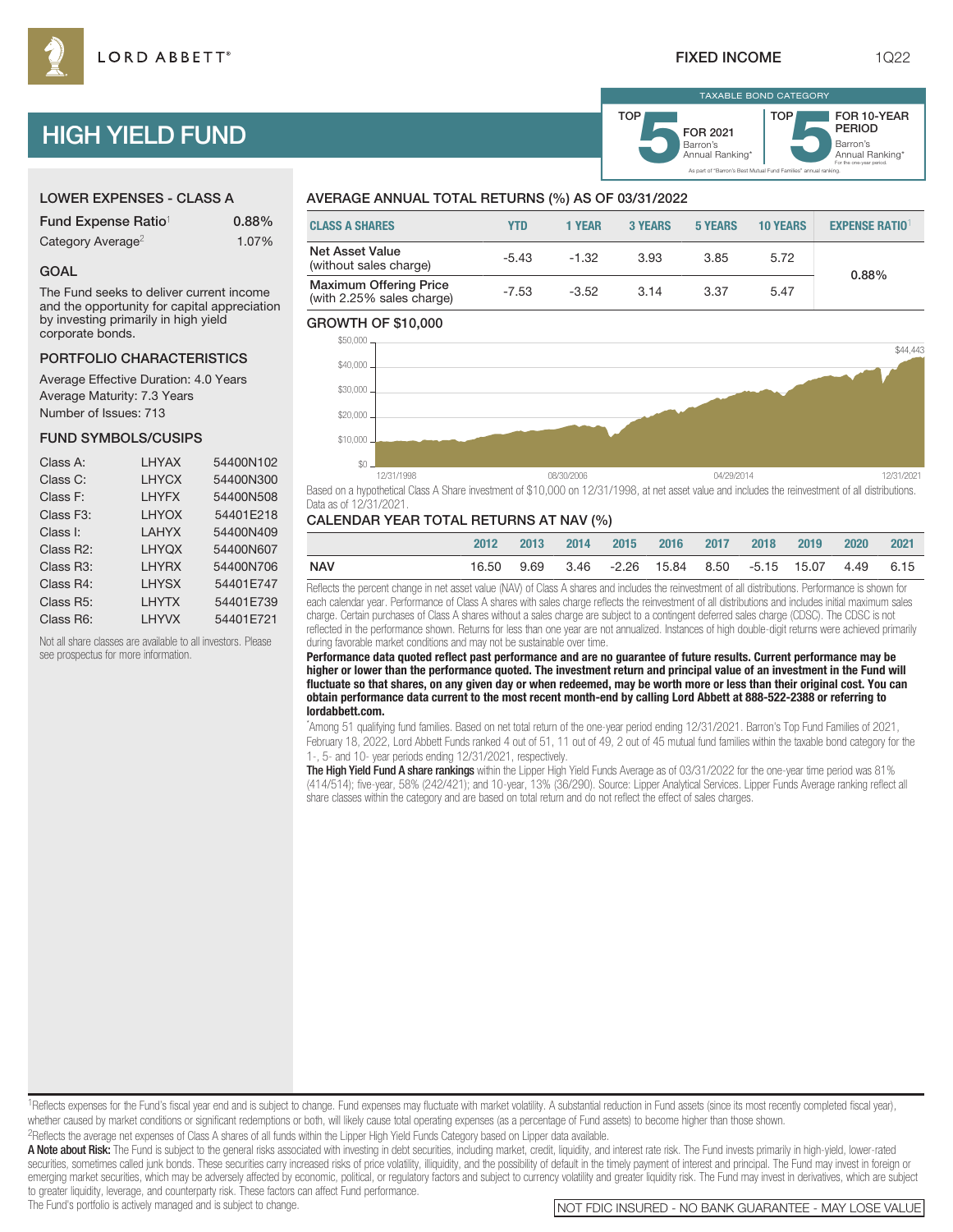LORD ABBETT®

FIXED INCOME 1Q22

# HIGH YIELD FUND

TAXABLE BOND CATEGORY

TOP 5 FOR 2021 Barron's Annual Ranking*

TOP 5 FOR 10-YEAR PERIOD Barron's Annual Ranking* For the one-year period.

As part of "Barron's Best Mutual Fund Families" annual ranking.

## LOWER EXPENSES - CLASS A

| | |
|---|---|
| Fund Expense Ratio[1] | 0.88% |
| Category Average[2] | 1.07% |

## GOAL

The Fund seeks to deliver current income and the opportunity for capital appreciation by investing primarily in high yield corporate bonds.

## PORTFOLIO CHARACTERISTICS

Average Effective Duration: 4.0 Years

Average Maturity: 7.3 Years

Number of Issues: 713

## FUND SYMBOLS/CUSIPS

| | | |
|---|---|---|
| Class A: | LHYAX | 54400N102 |
| Class C: | LHYCX | 54400N300 |
| Class F: | LHYFX | 54400N508 |
| Class F3: | LHYOX | 54401E218 |
| Class I: | LAHYX | 54400N409 |
| Class R2: | LHYQX | 54400N607 |
| Class R3: | LHYRX | 54400N706 |
| Class R4: | LHYSX | 54401E747 |
| Class R5: | LHYTX | 54401E739 |
| Class R6: | LHYVX | 54401E721 |

Not all share classes are available to all investors. Please see prospectus for more information.

## AVERAGE ANNUAL TOTAL RETURNS (%) AS OF 03/31/2022

| CLASS A SHARES | YTD | 1 YEAR | 3 YEARS | 5 YEARS | 10 YEARS | EXPENSE RATIO[1] |
|---|---|---|---|---|---|---|
| Net Asset Value (without sales charge) | -5.43 | -1.32 | 3.93 | 3.85 | 5.72 | 0.88% |
| Maximum Offering Price (with 2.25% sales charge) | -7.53 | -3.52 | 3.14 | 3.37 | 5.47 | |

## GROWTH OF $10,000

$44,443

12/31/1998 · 08/30/2006 · 04/29/2014 · 12/31/2021

Based on a hypothetical Class A Share investment of $10,000 on 12/31/1998, at net asset value and includes the reinvestment of all distributions. Data as of 12/31/2021.

## CALENDAR YEAR TOTAL RETURNS AT NAV (%)

| | 2012 | 2013 | 2014 | 2015 | 2016 | 2017 | 2018 | 2019 | 2020 | 2021 |
|---|---|---|---|---|---|---|---|---|---|---|
| NAV | 16.50 | 9.69 | 3.46 | -2.26 | 15.84 | 8.50 | -5.15 | 15.07 | 4.49 | 6.15 |

Reflects the percent change in net asset value (NAV) of Class A shares and includes the reinvestment of all distributions. Performance is shown for each calendar year. Performance of Class A shares with sales charge reflects the reinvestment of all distributions and includes initial maximum sales charge. Certain purchases of Class A shares without a sales charge are subject to a contingent deferred sales charge (CDSC). The CDSC is not reflected in the performance shown. Returns for less than one year are not annualized. Instances of high double-digit returns were achieved primarily during favorable market conditions and may not be sustainable over time.

**Performance data quoted reflect past performance and are no guarantee of future results. Current performance may be higher or lower than the performance quoted. The investment return and principal value of an investment in the Fund will fluctuate so that shares, on any given day or when redeemed, may be worth more or less than their original cost. You can obtain performance data current to the most recent month-end by calling Lord Abbett at 888-522-2388 or referring to lordabbett.com.**

*Among 51 qualifying fund families. Based on net total return of the one-year period ending 12/31/2021. Barron's Top Fund Families of 2021, February 18, 2022, Lord Abbett Funds ranked 4 out of 51, 11 out of 49, 2 out of 45 mutual fund families within the taxable bond category for the 1-, 5- and 10- year periods ending 12/31/2021, respectively.

**The High Yield Fund A share rankings** within the Lipper High Yield Funds Average as of 03/31/2022 for the one-year time period was 81% (414/514); five-year, 58% (242/421); and 10-year, 13% (36/290). Source: Lipper Analytical Services. Lipper Funds Average ranking reflect all share classes within the category and are based on total return and do not reflect the effect of sales charges.

[1]Reflects expenses for the Fund's fiscal year end and is subject to change. Fund expenses may fluctuate with market volatility. A substantial reduction in Fund assets (since its most recently completed fiscal year), whether caused by market conditions or significant redemptions or both, will likely cause total operating expenses (as a percentage of Fund assets) to become higher than those shown.

[2]Reflects the average net expenses of Class A shares of all funds within the Lipper High Yield Funds Category based on Lipper data available.

**A Note about Risk:** The Fund is subject to the general risks associated with investing in debt securities, including market, credit, liquidity, and interest rate risk. The Fund invests primarily in high-yield, lower-rated securities, sometimes called junk bonds. These securities carry increased risks of price volatility, illiquidity, and the possibility of default in the timely payment of interest and principal. The Fund may invest in foreign or emerging market securities, which may be adversely affected by economic, political, or regulatory factors and subject to currency volatility and greater liquidity risk. The Fund may invest in derivatives, which are subject to greater liquidity, leverage, and counterparty risk. These factors can affect Fund performance.

The Fund's portfolio is actively managed and is subject to change.

NOT FDIC INSURED - NO BANK GUARANTEE - MAY LOSE VALUE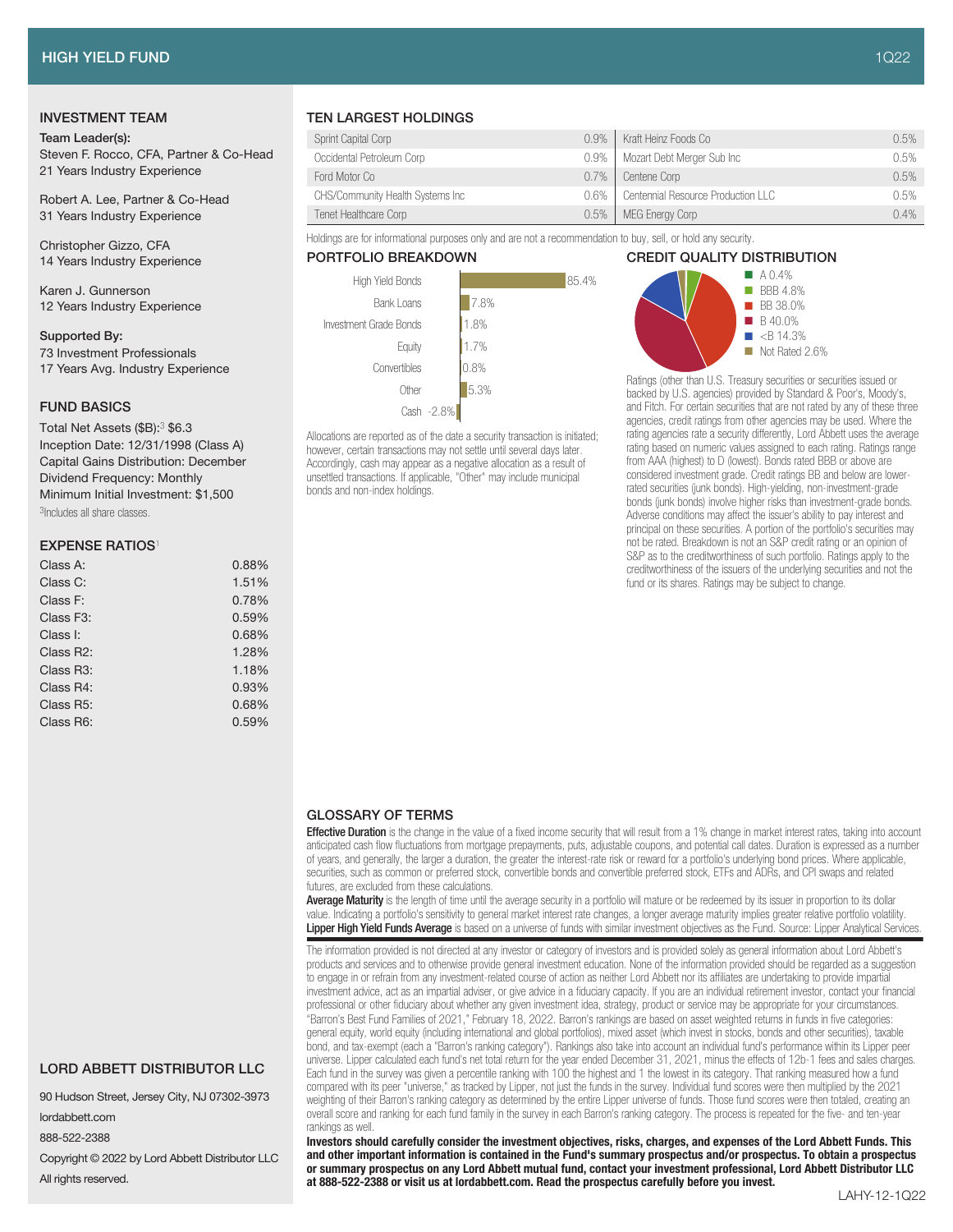## INVESTMENT TEAM

**Team Leader(s):**

Steven F. Rocco, CFA, Partner & Co-Head
21 Years Industry Experience

Robert A. Lee, Partner & Co-Head
31 Years Industry Experience

Christopher Gizzo, CFA
14 Years Industry Experience

Karen J. Gunnerson
12 Years Industry Experience

**Supported By:**

73 Investment Professionals
17 Years Avg. Industry Experience

## FUND BASICS

Total Net Assets ($B):[3] $6.3
Inception Date: 12/31/1998 (Class A)
Capital Gains Distribution: December
Dividend Frequency: Monthly
Minimum Initial Investment: $1,500

[3]Includes all share classes.

## EXPENSE RATIOS[1]

| | |
|---|---|
| Class A: | 0.88% |
| Class C: | 1.51% |
| Class F: | 0.78% |
| Class F3: | 0.59% |
| Class I: | 0.68% |
| Class R2: | 1.28% |
| Class R3: | 1.18% |
| Class R4: | 0.93% |
| Class R5: | 0.68% |
| Class R6: | 0.59% |

## TEN LARGEST HOLDINGS

| | | | |
|---|---|---|---|
| Sprint Capital Corp | 0.9% | Kraft Heinz Foods Co | 0.5% |
| Occidental Petroleum Corp | 0.9% | Mozart Debt Merger Sub Inc | 0.5% |
| Ford Motor Co | 0.7% | Centene Corp | 0.5% |
| CHS/Community Health Systems Inc | 0.6% | Centennial Resource Production LLC | 0.5% |
| Tenet Healthcare Corp | 0.5% | MEG Energy Corp | 0.4% |

Holdings are for informational purposes only and are not a recommendation to buy, sell, or hold any security.

## PORTFOLIO BREAKDOWN

High Yield Bonds 85.4%
Bank Loans 7.8%
Investment Grade Bonds 1.8%
Equity 1.7%
Convertibles 0.8%
Other 5.3%
Cash -2.8%

Allocations are reported as of the date a security transaction is initiated; however, certain transactions may not settle until several days later. Accordingly, cash may appear as a negative allocation as a result of unsettled transactions. If applicable, "Other" may include municipal bonds and non-index holdings.

## CREDIT QUALITY DISTRIBUTION

A 0.4%
BBB 4.8%
BB 38.0%
B 40.0%
<B 14.3%
Not Rated 2.6%

Ratings (other than U.S. Treasury securities or securities issued or backed by U.S. agencies) provided by Standard & Poor's, Moody's, and Fitch. For certain securities that are not rated by any of these three agencies, credit ratings from other agencies may be used. Where the rating agencies rate a security differently, Lord Abbett uses the average rating based on numeric values assigned to each rating. Ratings range from AAA (highest) to D (lowest). Bonds rated BBB or above are considered investment grade. Credit ratings BB and below are lower-rated securities (junk bonds). High-yielding, non-investment-grade bonds (junk bonds) involve higher risks than investment-grade bonds. Adverse conditions may affect the issuer's ability to pay interest and principal on these securities. A portion of the portfolio's securities may not be rated. Breakdown is not an S&P credit rating or an opinion of S&P as to the creditworthiness of such portfolio. Ratings apply to the creditworthiness of the issuers of the underlying securities and not the fund or its shares. Ratings may be subject to change.

## GLOSSARY OF TERMS

**Effective Duration** is the change in the value of a fixed income security that will result from a 1% change in market interest rates, taking into account anticipated cash flow fluctuations from mortgage prepayments, puts, adjustable coupons, and potential call dates. Duration is expressed as a number of years, and generally, the larger a duration, the greater the interest-rate risk or reward for a portfolio's underlying bond prices. Where applicable, securities, such as common or preferred stock, convertible bonds and convertible preferred stock, ETFs and ADRs, and CPI swaps and related futures, are excluded from these calculations.

**Average Maturity** is the length of time until the average security in a portfolio will mature or be redeemed by its issuer in proportion to its dollar value. Indicating a portfolio's sensitivity to general market interest rate changes, a longer average maturity implies greater relative portfolio volatility.

**Lipper High Yield Funds Average** is based on a universe of funds with similar investment objectives as the Fund. Source: Lipper Analytical Services.

The information provided is not directed at any investor or category of investors and is provided solely as general information about Lord Abbett's products and services and to otherwise provide general investment education. None of the information provided should be regarded as a suggestion to engage in or refrain from any investment-related course of action as neither Lord Abbett nor its affiliates are undertaking to provide impartial investment advice, act as an impartial adviser, or give advice in a fiduciary capacity. If you are an individual retirement investor, contact your financial professional or other fiduciary about whether any given investment idea, strategy, product or service may be appropriate for your circumstances.

"Barron's Best Fund Families of 2021," February 18, 2022. Barron's rankings are based on asset weighted returns in funds in five categories: general equity, world equity (including international and global portfolios), mixed asset (which invest in stocks, bonds and other securities), taxable bond, and tax-exempt (each a "Barron's ranking category"). Rankings also take into account an individual fund's performance within its Lipper peer universe. Lipper calculated each fund's net total return for the year ended December 31, 2021, minus the effects of 12b-1 fees and sales charges. Each fund in the survey was given a percentile ranking with 100 the highest and 1 the lowest in its category. That ranking measured how a fund compared with its peer "universe," as tracked by Lipper, not just the funds in the survey. Individual fund scores were then multiplied by the 2021 weighting of their Barron's ranking category as determined by the entire Lipper universe of funds. Those fund scores were then totaled, creating an overall score and ranking for each fund family in the survey in each Barron's ranking category. The process is repeated for the five- and ten-year rankings as well.

**Investors should carefully consider the investment objectives, risks, charges, and expenses of the Lord Abbett Funds. This and other important information is contained in the Fund's summary prospectus and/or prospectus. To obtain a prospectus or summary prospectus on any Lord Abbett mutual fund, contact your investment professional, Lord Abbett Distributor LLC at 888-522-2388 or visit us at lordabbett.com. Read the prospectus carefully before you invest.**

## LORD ABBETT DISTRIBUTOR LLC

90 Hudson Street, Jersey City, NJ 07302-3973

lordabbett.com

888-522-2388

Copyright © 2022 by Lord Abbett Distributor LLC

All rights reserved.

LAHY-12-1Q22